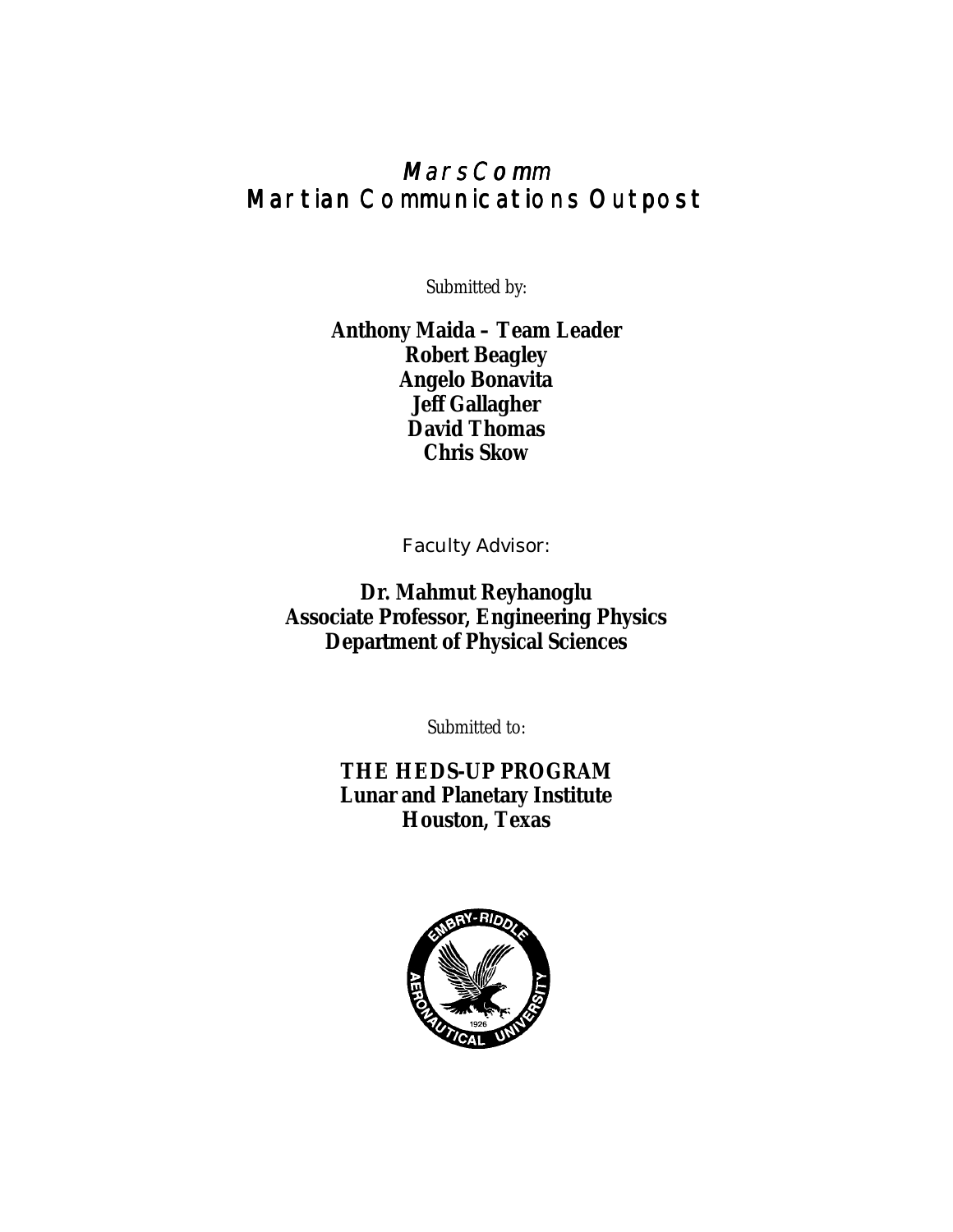# *MarsComm*
# Martian Communications Outpost

*Submitted by:*

**Anthony Maida – Team Leader**
**Robert Beagley**
**Angelo Bonavita**
**Jeff Gallagher**
**David Thomas**
**Chris Skow**

Faculty Advisor:

**Dr. Mahmut Reyhanoglu**
**Associate Professor, Engineering Physics**
**Department of Physical Sciences**

*Submitted to:*

**THE HEDS-UP PROGRAM**
**Lunar and Planetary Institute**
**Houston, Texas**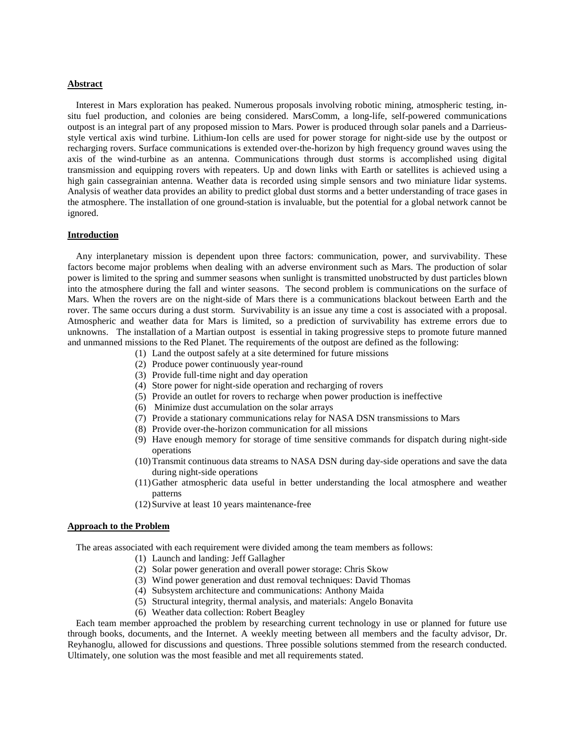## Abstract

Interest in Mars exploration has peaked. Numerous proposals involving robotic mining, atmospheric testing, in-situ fuel production, and colonies are being considered. MarsComm, a long-life, self-powered communications outpost is an integral part of any proposed mission to Mars. Power is produced through solar panels and a Darrieus-style vertical axis wind turbine. Lithium-Ion cells are used for power storage for night-side use by the outpost or recharging rovers. Surface communications is extended over-the-horizon by high frequency ground waves using the axis of the wind-turbine as an antenna. Communications through dust storms is accomplished using digital transmission and equipping rovers with repeaters. Up and down links with Earth or satellites is achieved using a high gain cassegrainian antenna. Weather data is recorded using simple sensors and two miniature lidar systems. Analysis of weather data provides an ability to predict global dust storms and a better understanding of trace gases in the atmosphere. The installation of one ground-station is invaluable, but the potential for a global network cannot be ignored.

## Introduction

Any interplanetary mission is dependent upon three factors: communication, power, and survivability. These factors become major problems when dealing with an adverse environment such as Mars. The production of solar power is limited to the spring and summer seasons when sunlight is transmitted unobstructed by dust particles blown into the atmosphere during the fall and winter seasons. The second problem is communications on the surface of Mars. When the rovers are on the night-side of Mars there is a communications blackout between Earth and the rover. The same occurs during a dust storm. Survivability is an issue any time a cost is associated with a proposal. Atmospheric and weather data for Mars is limited, so a prediction of survivability has extreme errors due to unknowns. The installation of a Martian outpost is essential in taking progressive steps to promote future manned and unmanned missions to the Red Planet. The requirements of the outpost are defined as the following:

1. Land the outpost safely at a site determined for future missions
2. Produce power continuously year-round
3. Provide full-time night and day operation
4. Store power for night-side operation and recharging of rovers
5. Provide an outlet for rovers to recharge when power production is ineffective
6. Minimize dust accumulation on the solar arrays
7. Provide a stationary communications relay for NASA DSN transmissions to Mars
8. Provide over-the-horizon communication for all missions
9. Have enough memory for storage of time sensitive commands for dispatch during night-side operations
10. Transmit continuous data streams to NASA DSN during day-side operations and save the data during night-side operations
11. Gather atmospheric data useful in better understanding the local atmosphere and weather patterns
12. Survive at least 10 years maintenance-free

## Approach to the Problem

The areas associated with each requirement were divided among the team members as follows:

1. Launch and landing: Jeff Gallagher
2. Solar power generation and overall power storage: Chris Skow
3. Wind power generation and dust removal techniques: David Thomas
4. Subsystem architecture and communications: Anthony Maida
5. Structural integrity, thermal analysis, and materials: Angelo Bonavita
6. Weather data collection: Robert Beagley

Each team member approached the problem by researching current technology in use or planned for future use through books, documents, and the Internet. A weekly meeting between all members and the faculty advisor, Dr. Reyhanoglu, allowed for discussions and questions. Three possible solutions stemmed from the research conducted. Ultimately, one solution was the most feasible and met all requirements stated.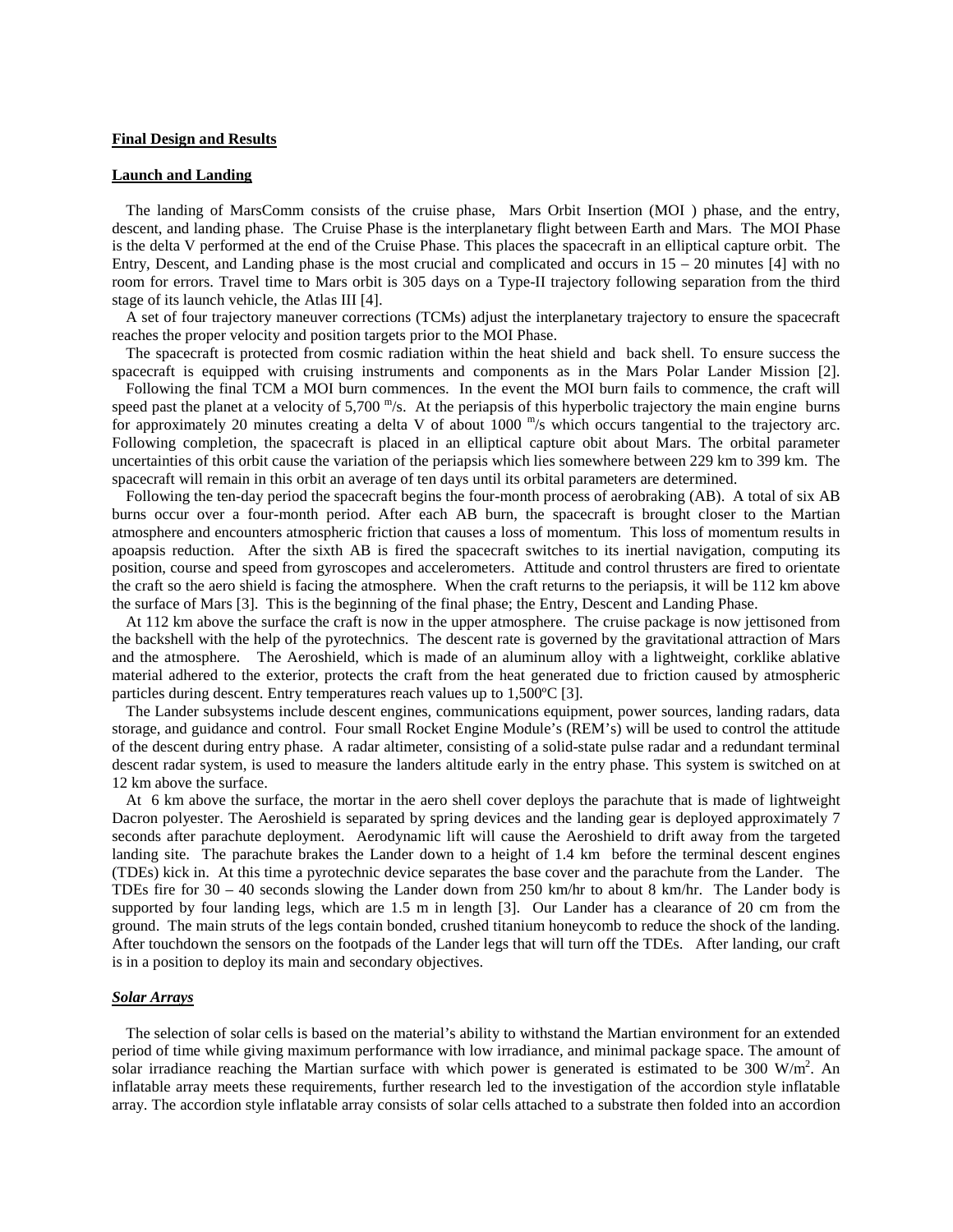## Final Design and Results

## Launch and Landing

The landing of MarsComm consists of the cruise phase, Mars Orbit Insertion (MOI ) phase, and the entry, descent, and landing phase. The Cruise Phase is the interplanetary flight between Earth and Mars. The MOI Phase is the delta V performed at the end of the Cruise Phase. This places the spacecraft in an elliptical capture orbit. The Entry, Descent, and Landing phase is the most crucial and complicated and occurs in 15 – 20 minutes [4] with no room for errors. Travel time to Mars orbit is 305 days on a Type-II trajectory following separation from the third stage of its launch vehicle, the Atlas III [4].

A set of four trajectory maneuver corrections (TCMs) adjust the interplanetary trajectory to ensure the spacecraft reaches the proper velocity and position targets prior to the MOI Phase.

The spacecraft is protected from cosmic radiation within the heat shield and back shell. To ensure success the spacecraft is equipped with cruising instruments and components as in the Mars Polar Lander Mission [2].

Following the final TCM a MOI burn commences. In the event the MOI burn fails to commence, the craft will speed past the planet at a velocity of 5,700 $^{m}/s$. At the periapsis of this hyperbolic trajectory the main engine burns for approximately 20 minutes creating a delta V of about 1000 $^{m}/s$ which occurs tangential to the trajectory arc. Following completion, the spacecraft is placed in an elliptical capture obit about Mars. The orbital parameter uncertainties of this orbit cause the variation of the periapsis which lies somewhere between 229 km to 399 km. The spacecraft will remain in this orbit an average of ten days until its orbital parameters are determined.

Following the ten-day period the spacecraft begins the four-month process of aerobraking (AB). A total of six AB burns occur over a four-month period. After each AB burn, the spacecraft is brought closer to the Martian atmosphere and encounters atmospheric friction that causes a loss of momentum. This loss of momentum results in apoapsis reduction. After the sixth AB is fired the spacecraft switches to its inertial navigation, computing its position, course and speed from gyroscopes and accelerometers. Attitude and control thrusters are fired to orientate the craft so the aero shield is facing the atmosphere. When the craft returns to the periapsis, it will be 112 km above the surface of Mars [3]. This is the beginning of the final phase; the Entry, Descent and Landing Phase.

At 112 km above the surface the craft is now in the upper atmosphere. The cruise package is now jettisoned from the backshell with the help of the pyrotechnics. The descent rate is governed by the gravitational attraction of Mars and the atmosphere. The Aeroshield, which is made of an aluminum alloy with a lightweight, corklike ablative material adhered to the exterior, protects the craft from the heat generated due to friction caused by atmospheric particles during descent. Entry temperatures reach values up to 1,500ºC [3].

The Lander subsystems include descent engines, communications equipment, power sources, landing radars, data storage, and guidance and control. Four small Rocket Engine Module's (REM's) will be used to control the attitude of the descent during entry phase. A radar altimeter, consisting of a solid-state pulse radar and a redundant terminal descent radar system, is used to measure the landers altitude early in the entry phase. This system is switched on at 12 km above the surface.

At 6 km above the surface, the mortar in the aero shell cover deploys the parachute that is made of lightweight Dacron polyester. The Aeroshield is separated by spring devices and the landing gear is deployed approximately 7 seconds after parachute deployment. Aerodynamic lift will cause the Aeroshield to drift away from the targeted landing site. The parachute brakes the Lander down to a height of 1.4 km before the terminal descent engines (TDEs) kick in. At this time a pyrotechnic device separates the base cover and the parachute from the Lander. The TDEs fire for 30 – 40 seconds slowing the Lander down from 250 km/hr to about 8 km/hr. The Lander body is supported by four landing legs, which are 1.5 m in length [3]. Our Lander has a clearance of 20 cm from the ground. The main struts of the legs contain bonded, crushed titanium honeycomb to reduce the shock of the landing. After touchdown the sensors on the footpads of the Lander legs that will turn off the TDEs. After landing, our craft is in a position to deploy its main and secondary objectives.

### *Solar Arrays*

The selection of solar cells is based on the material's ability to withstand the Martian environment for an extended period of time while giving maximum performance with low irradiance, and minimal package space. The amount of solar irradiance reaching the Martian surface with which power is generated is estimated to be 300 $W/m^2$. An inflatable array meets these requirements, further research led to the investigation of the accordion style inflatable array. The accordion style inflatable array consists of solar cells attached to a substrate then folded into an accordion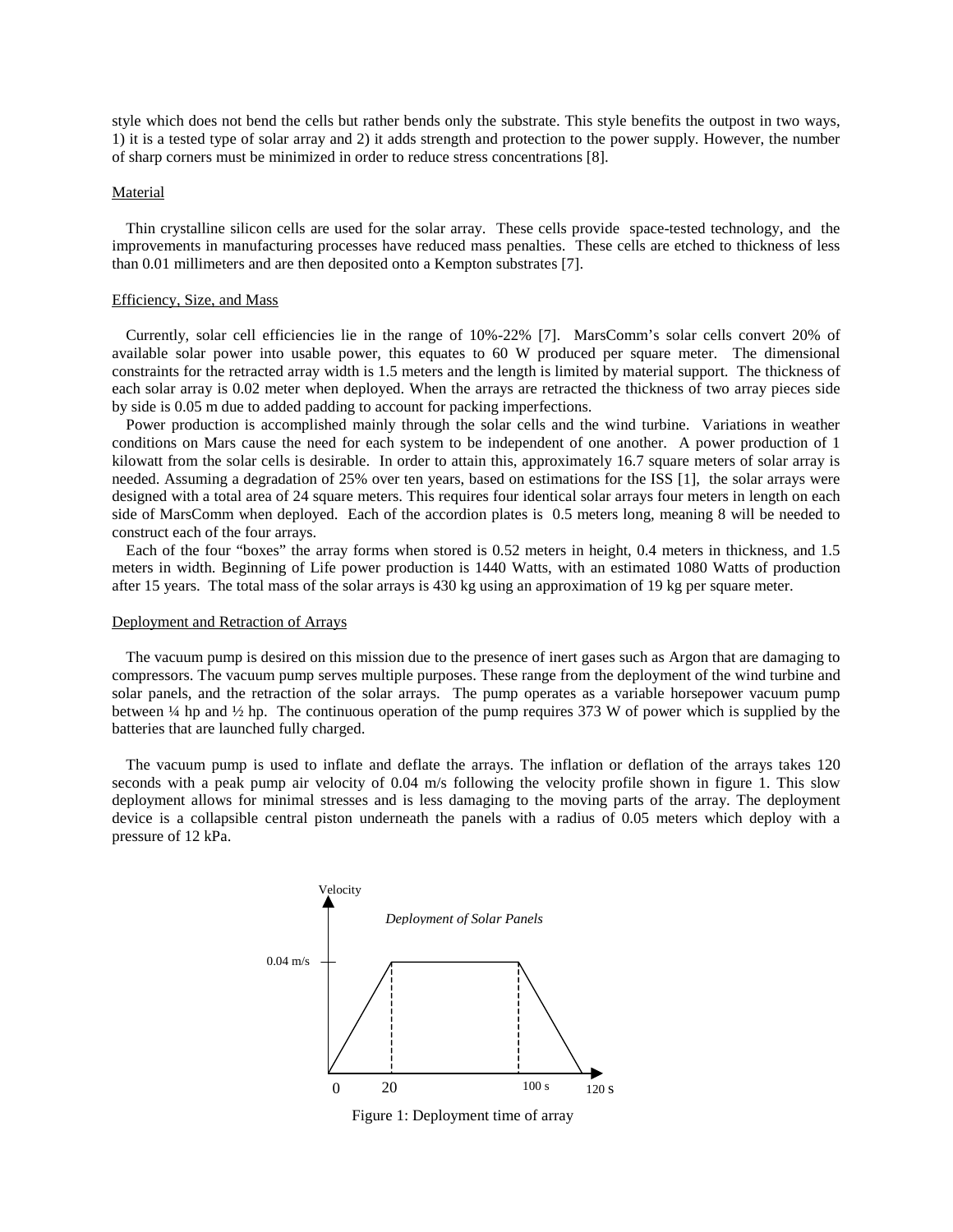style which does not bend the cells but rather bends only the substrate. This style benefits the outpost in two ways, 1) it is a tested type of solar array and 2) it adds strength and protection to the power supply. However, the number of sharp corners must be minimized in order to reduce stress concentrations [8].

### Material

Thin crystalline silicon cells are used for the solar array. These cells provide space-tested technology, and the improvements in manufacturing processes have reduced mass penalties. These cells are etched to thickness of less than 0.01 millimeters and are then deposited onto a Kempton substrates [7].

### Efficiency, Size, and Mass

Currently, solar cell efficiencies lie in the range of 10%-22% [7]. MarsComm's solar cells convert 20% of available solar power into usable power, this equates to 60 W produced per square meter. The dimensional constraints for the retracted array width is 1.5 meters and the length is limited by material support. The thickness of each solar array is 0.02 meter when deployed. When the arrays are retracted the thickness of two array pieces side by side is 0.05 m due to added padding to account for packing imperfections.

Power production is accomplished mainly through the solar cells and the wind turbine. Variations in weather conditions on Mars cause the need for each system to be independent of one another. A power production of 1 kilowatt from the solar cells is desirable. In order to attain this, approximately 16.7 square meters of solar array is needed. Assuming a degradation of 25% over ten years, based on estimations for the ISS [1], the solar arrays were designed with a total area of 24 square meters. This requires four identical solar arrays four meters in length on each side of MarsComm when deployed. Each of the accordion plates is 0.5 meters long, meaning 8 will be needed to construct each of the four arrays.

Each of the four "boxes" the array forms when stored is 0.52 meters in height, 0.4 meters in thickness, and 1.5 meters in width. Beginning of Life power production is 1440 Watts, with an estimated 1080 Watts of production after 15 years. The total mass of the solar arrays is 430 kg using an approximation of 19 kg per square meter.

### Deployment and Retraction of Arrays

The vacuum pump is desired on this mission due to the presence of inert gases such as Argon that are damaging to compressors. The vacuum pump serves multiple purposes. These range from the deployment of the wind turbine and solar panels, and the retraction of the solar arrays. The pump operates as a variable horsepower vacuum pump between ¼ hp and ½ hp. The continuous operation of the pump requires 373 W of power which is supplied by the batteries that are launched fully charged.

The vacuum pump is used to inflate and deflate the arrays. The inflation or deflation of the arrays takes 120 seconds with a peak pump air velocity of 0.04 m/s following the velocity profile shown in figure 1. This slow deployment allows for minimal stresses and is less damaging to the moving parts of the array. The deployment device is a collapsible central piston underneath the panels with a radius of 0.05 meters which deploy with a pressure of 12 kPa.

*Deployment of Solar Panels*

Velocity; 0.04 m/s; 0; 20; 100 s; 120 s

Figure 1: Deployment time of array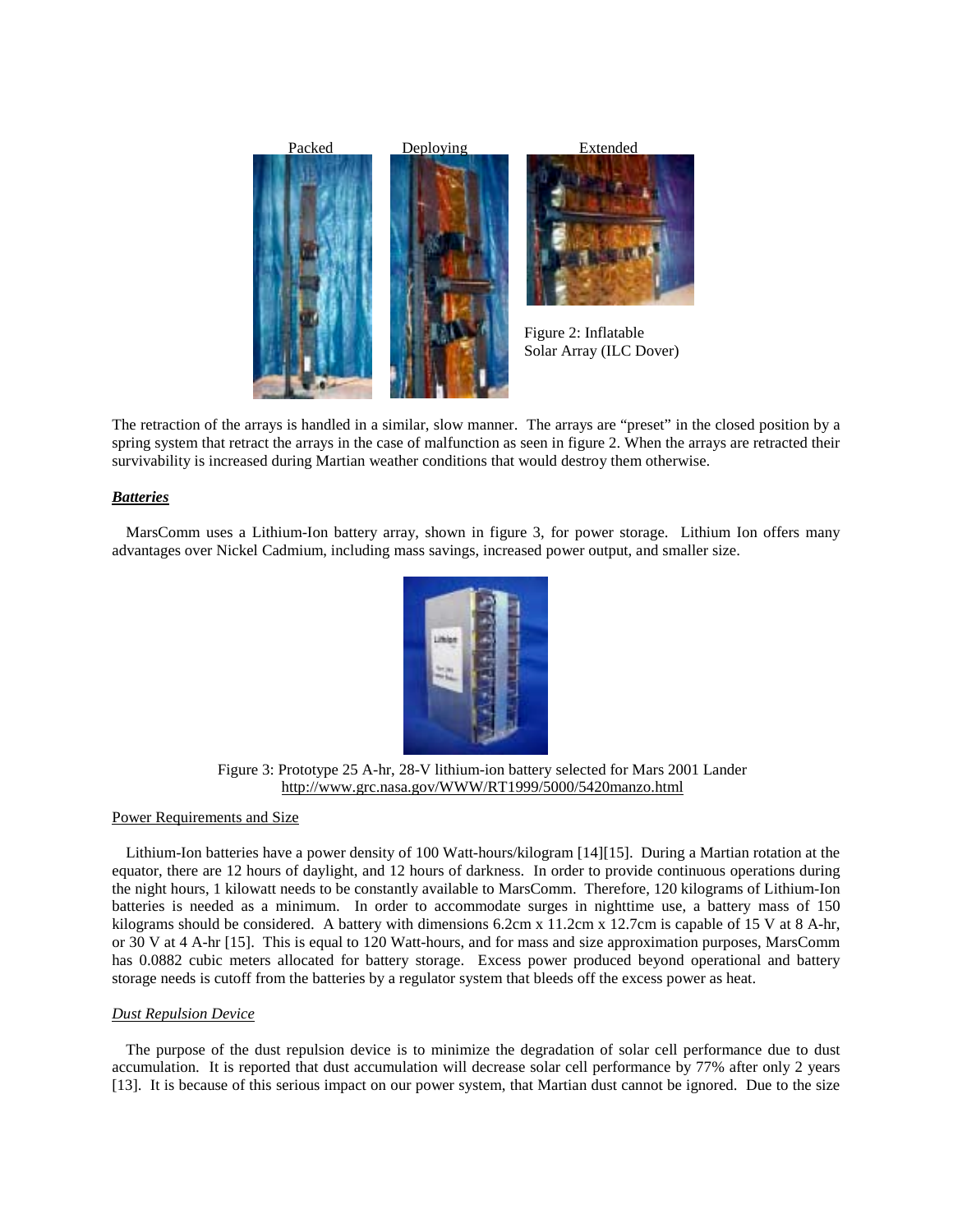Packed Deploying Extended

Figure 2: Inflatable Solar Array (ILC Dover)

The retraction of the arrays is handled in a similar, slow manner. The arrays are "preset" in the closed position by a spring system that retract the arrays in the case of malfunction as seen in figure 2. When the arrays are retracted their survivability is increased during Martian weather conditions that would destroy them otherwise.

### ***Batteries***

MarsComm uses a Lithium-Ion battery array, shown in figure 3, for power storage. Lithium Ion offers many advantages over Nickel Cadmium, including mass savings, increased power output, and smaller size.

Figure 3: Prototype 25 A-hr, 28-V lithium-ion battery selected for Mars 2001 Lander
http://www.grc.nasa.gov/WWW/RT1999/5000/5420manzo.html

#### Power Requirements and Size

Lithium-Ion batteries have a power density of 100 Watt-hours/kilogram [14][15]. During a Martian rotation at the equator, there are 12 hours of daylight, and 12 hours of darkness. In order to provide continuous operations during the night hours, 1 kilowatt needs to be constantly available to MarsComm. Therefore, 120 kilograms of Lithium-Ion batteries is needed as a minimum. In order to accommodate surges in nighttime use, a battery mass of 150 kilograms should be considered. A battery with dimensions 6.2cm x 11.2cm x 12.7cm is capable of 15 V at 8 A-hr, or 30 V at 4 A-hr [15]. This is equal to 120 Watt-hours, and for mass and size approximation purposes, MarsComm has 0.0882 cubic meters allocated for battery storage. Excess power produced beyond operational and battery storage needs is cutoff from the batteries by a regulator system that bleeds off the excess power as heat.

### *Dust Repulsion Device*

The purpose of the dust repulsion device is to minimize the degradation of solar cell performance due to dust accumulation. It is reported that dust accumulation will decrease solar cell performance by 77% after only 2 years [13]. It is because of this serious impact on our power system, that Martian dust cannot be ignored. Due to the size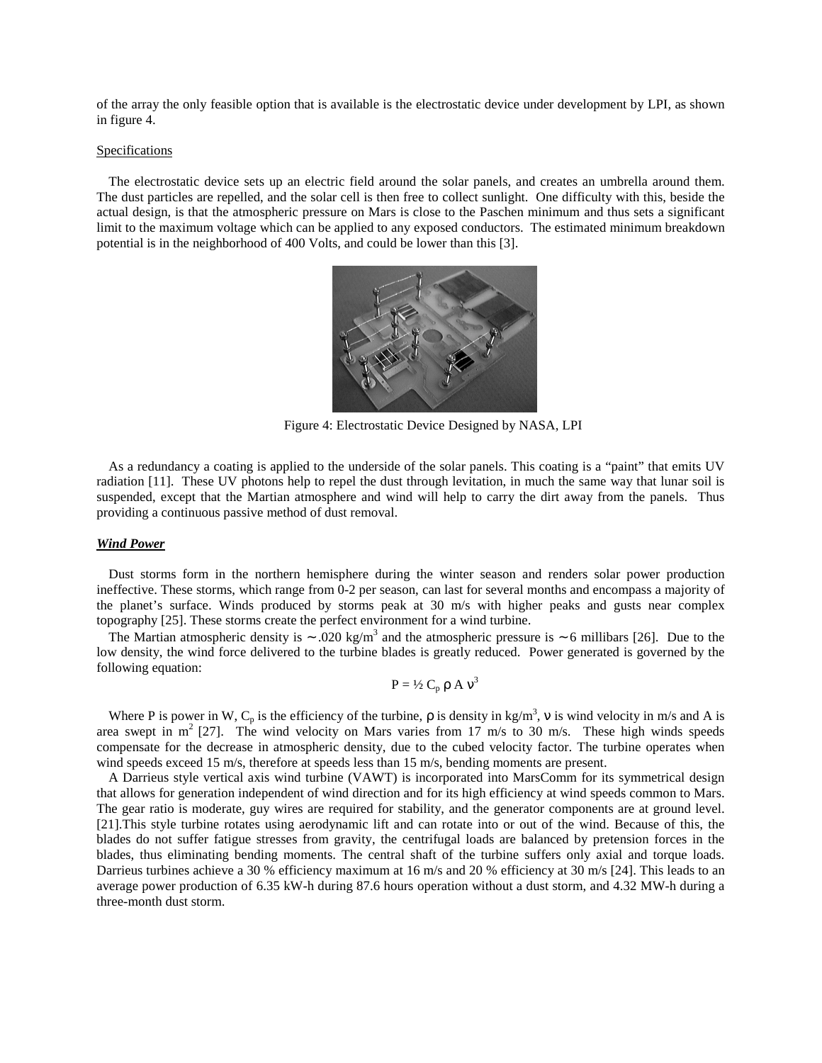of the array the only feasible option that is available is the electrostatic device under development by LPI, as shown in figure 4.

Specifications

The electrostatic device sets up an electric field around the solar panels, and creates an umbrella around them. The dust particles are repelled, and the solar cell is then free to collect sunlight. One difficulty with this, beside the actual design, is that the atmospheric pressure on Mars is close to the Paschen minimum and thus sets a significant limit to the maximum voltage which can be applied to any exposed conductors. The estimated minimum breakdown potential is in the neighborhood of 400 Volts, and could be lower than this [3].

Figure 4: Electrostatic Device Designed by NASA, LPI

As a redundancy a coating is applied to the underside of the solar panels. This coating is a "paint" that emits UV radiation [11]. These UV photons help to repel the dust through levitation, in much the same way that lunar soil is suspended, except that the Martian atmosphere and wind will help to carry the dirt away from the panels. Thus providing a continuous passive method of dust removal.

### ***Wind Power***

Dust storms form in the northern hemisphere during the winter season and renders solar power production ineffective. These storms, which range from 0-2 per season, can last for several months and encompass a majority of the planet's surface. Winds produced by storms peak at 30 m/s with higher peaks and gusts near complex topography [25]. These storms create the perfect environment for a wind turbine.

The Martian atmospheric density is ∼.020 kg/m$^3$ and the atmospheric pressure is ∼6 millibars [26]. Due to the low density, the wind force delivered to the turbine blades is greatly reduced. Power generated is governed by the following equation:

$$P = \frac{1}{2} C_p \rho A v^3$$

Where P is power in W, $C_p$ is the efficiency of the turbine, $\rho$ is density in kg/m$^3$, $v$ is wind velocity in m/s and A is area swept in m$^2$ [27]. The wind velocity on Mars varies from 17 m/s to 30 m/s. These high winds speeds compensate for the decrease in atmospheric density, due to the cubed velocity factor. The turbine operates when wind speeds exceed 15 m/s, therefore at speeds less than 15 m/s, bending moments are present.

A Darrieus style vertical axis wind turbine (VAWT) is incorporated into MarsComm for its symmetrical design that allows for generation independent of wind direction and for its high efficiency at wind speeds common to Mars. The gear ratio is moderate, guy wires are required for stability, and the generator components are at ground level. [21].This style turbine rotates using aerodynamic lift and can rotate into or out of the wind. Because of this, the blades do not suffer fatigue stresses from gravity, the centrifugal loads are balanced by pretension forces in the blades, thus eliminating bending moments. The central shaft of the turbine suffers only axial and torque loads. Darrieus turbines achieve a 30 % efficiency maximum at 16 m/s and 20 % efficiency at 30 m/s [24]. This leads to an average power production of 6.35 kW-h during 87.6 hours operation without a dust storm, and 4.32 MW-h during a three-month dust storm.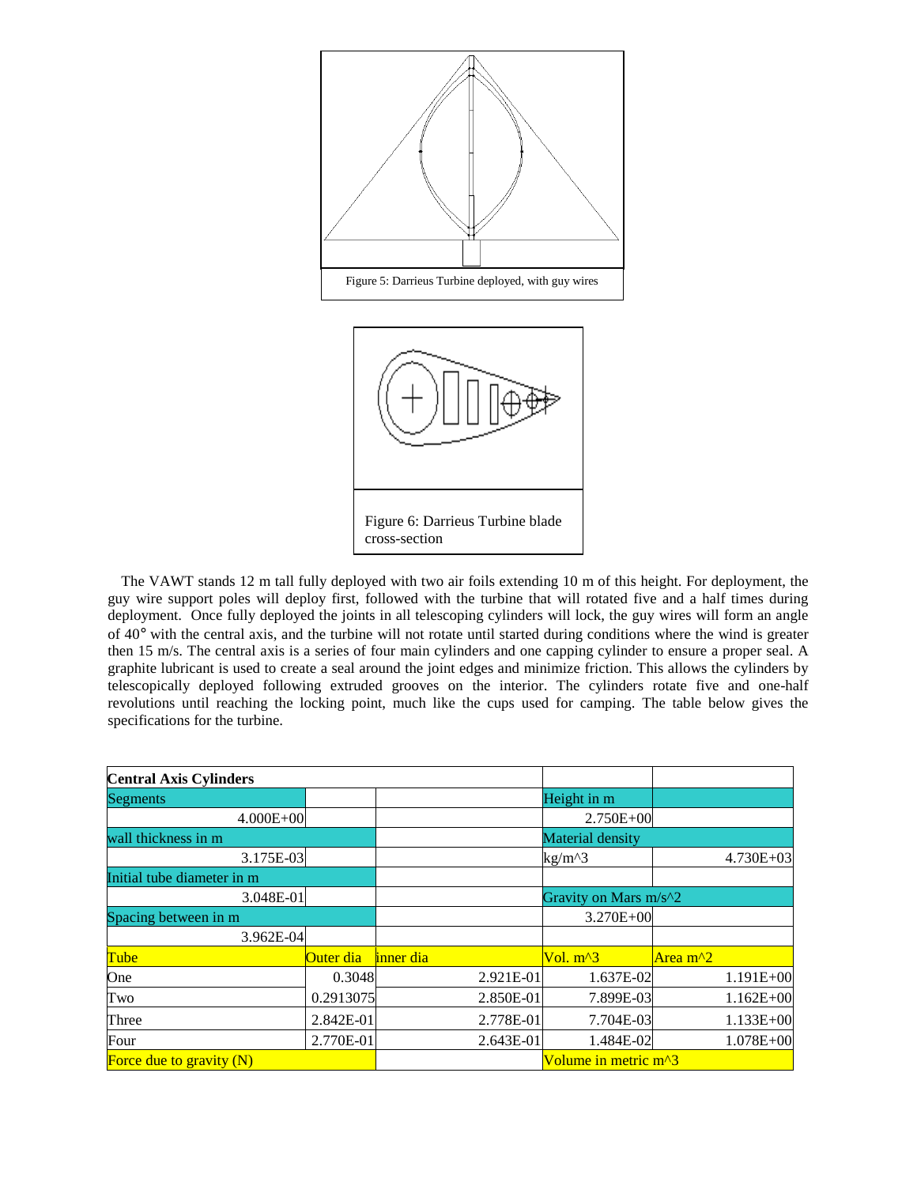Figure 5: Darrieus Turbine deployed, with guy wires

Figure 6: Darrieus Turbine blade cross-section

The VAWT stands 12 m tall fully deployed with two air foils extending 10 m of this height. For deployment, the guy wire support poles will deploy first, followed with the turbine that will rotated five and a half times during deployment. Once fully deployed the joints in all telescoping cylinders will lock, the guy wires will form an angle of 40° with the central axis, and the turbine will not rotate until started during conditions where the wind is greater then 15 m/s. The central axis is a series of four main cylinders and one capping cylinder to ensure a proper seal. A graphite lubricant is used to create a seal around the joint edges and minimize friction. This allows the cylinders by telescopically deployed following extruded grooves on the interior. The cylinders rotate five and one-half revolutions until reaching the locking point, much like the cups used for camping. The table below gives the specifications for the turbine.

| **Central Axis Cylinders** | | | | |
|---|---|---|---|---|
| Segments | | | Height in m | |
| 4.000E+00 | | | 2.750E+00 | |
| wall thickness in m | | | Material density | |
| 3.175E-03 | | | kg/m^3 | 4.730E+03 |
| Initial tube diameter in m | | | | |
| 3.048E-01 | | | Gravity on Mars m/s^2 | |
| Spacing between in m | | | 3.270E+00 | |
| 3.962E-04 | | | | |
| Tube | Outer dia | inner dia | Vol. m^3 | Area m^2 |
| One | 0.3048 | 2.921E-01 | 1.637E-02 | 1.191E+00 |
| Two | 0.2913075 | 2.850E-01 | 7.899E-03 | 1.162E+00 |
| Three | 2.842E-01 | 2.778E-01 | 7.704E-03 | 1.133E+00 |
| Four | 2.770E-01 | 2.643E-01 | 1.484E-02 | 1.078E+00 |
| Force due to gravity (N) | | | Volume in metric m^3 | |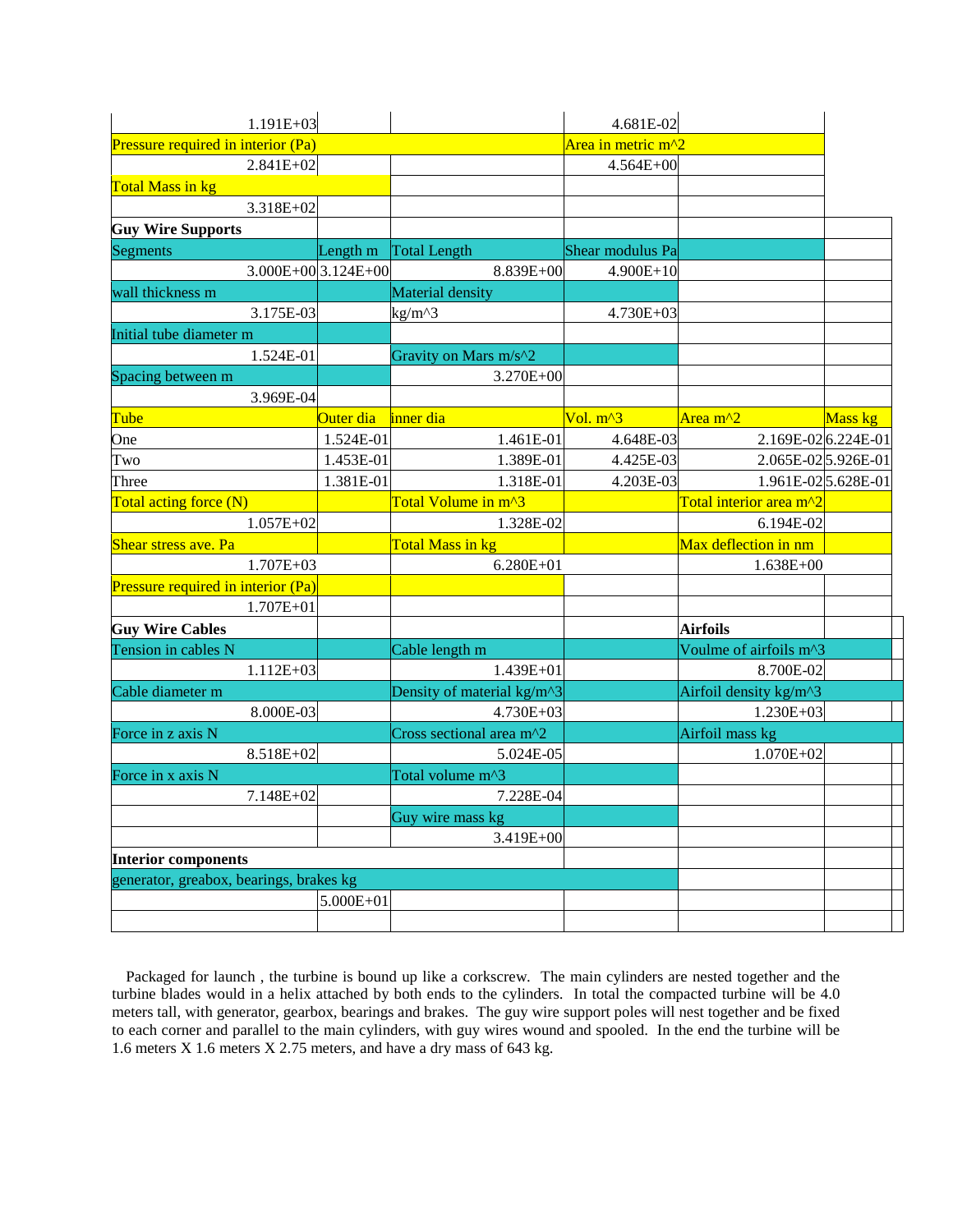| | | | | | |
|---|---|---|---|---|---|
| 1.191E+03 | | | 4.681E-02 | | |
| Pressure required in interior (Pa) | | | Area in metric m^2 | | |
| 2.841E+02 | | | 4.564E+00 | | |
| Total Mass in kg | | | | | |
| 3.318E+02 | | | | | |
| **Guy Wire Supports** | | | | | |
| Segments | Length m | Total Length | Shear modulus Pa | | |
| 3.000E+00 | 3.124E+00 | 8.839E+00 | 4.900E+10 | | |
| wall thickness m | | Material density | | | |
| 3.175E-03 | | kg/m^3 | 4.730E+03 | | |
| Initial tube diameter m | | | | | |
| 1.524E-01 | | Gravity on Mars m/s^2 | | | |
| Spacing between m | | 3.270E+00 | | | |
| 3.969E-04 | | | | | |
| Tube | Outer dia | inner dia | Vol. m^3 | Area m^2 | Mass kg |
| One | 1.524E-01 | 1.461E-01 | 4.648E-03 | 2.169E-02 | 6.224E-01 |
| Two | 1.453E-01 | 1.389E-01 | 4.425E-03 | 2.065E-02 | 5.926E-01 |
| Three | 1.381E-01 | 1.318E-01 | 4.203E-03 | 1.961E-02 | 5.628E-01 |
| Total acting force (N) | | Total Volume in m^3 | | Total interior area m^2 | |
| 1.057E+02 | | 1.328E-02 | | 6.194E-02 | |
| Shear stress ave. Pa | | Total Mass in kg | | Max deflection in nm | |
| 1.707E+03 | | 6.280E+01 | | 1.638E+00 | |
| Pressure required in interior (Pa) | | | | | |
| 1.707E+01 | | | | | |
| **Guy Wire Cables** | | | | **Airfoils** | |
| Tension in cables N | | Cable length m | | Voulme of airfoils m^3 | |
| 1.112E+03 | | 1.439E+01 | | 8.700E-02 | |
| Cable diameter m | | Density of material kg/m^3 | | Airfoil density kg/m^3 | |
| 8.000E-03 | | 4.730E+03 | | 1.230E+03 | |
| Force in z axis N | | Cross sectional area m^2 | | Airfoil mass kg | |
| 8.518E+02 | | 5.024E-05 | | 1.070E+02 | |
| Force in x axis N | | Total volume m^3 | | | |
| 7.148E+02 | | 7.228E-04 | | | |
| | | Guy wire mass kg | | | |
| | | 3.419E+00 | | | |
| **Interior components** | | | | | |
| generator, greabox, bearings, brakes kg | | | | | |
| | 5.000E+01 | | | | |

Packaged for launch , the turbine is bound up like a corkscrew. The main cylinders are nested together and the turbine blades would in a helix attached by both ends to the cylinders. In total the compacted turbine will be 4.0 meters tall, with generator, gearbox, bearings and brakes. The guy wire support poles will nest together and be fixed to each corner and parallel to the main cylinders, with guy wires wound and spooled. In the end the turbine will be 1.6 meters X 1.6 meters X 2.75 meters, and have a dry mass of 643 kg.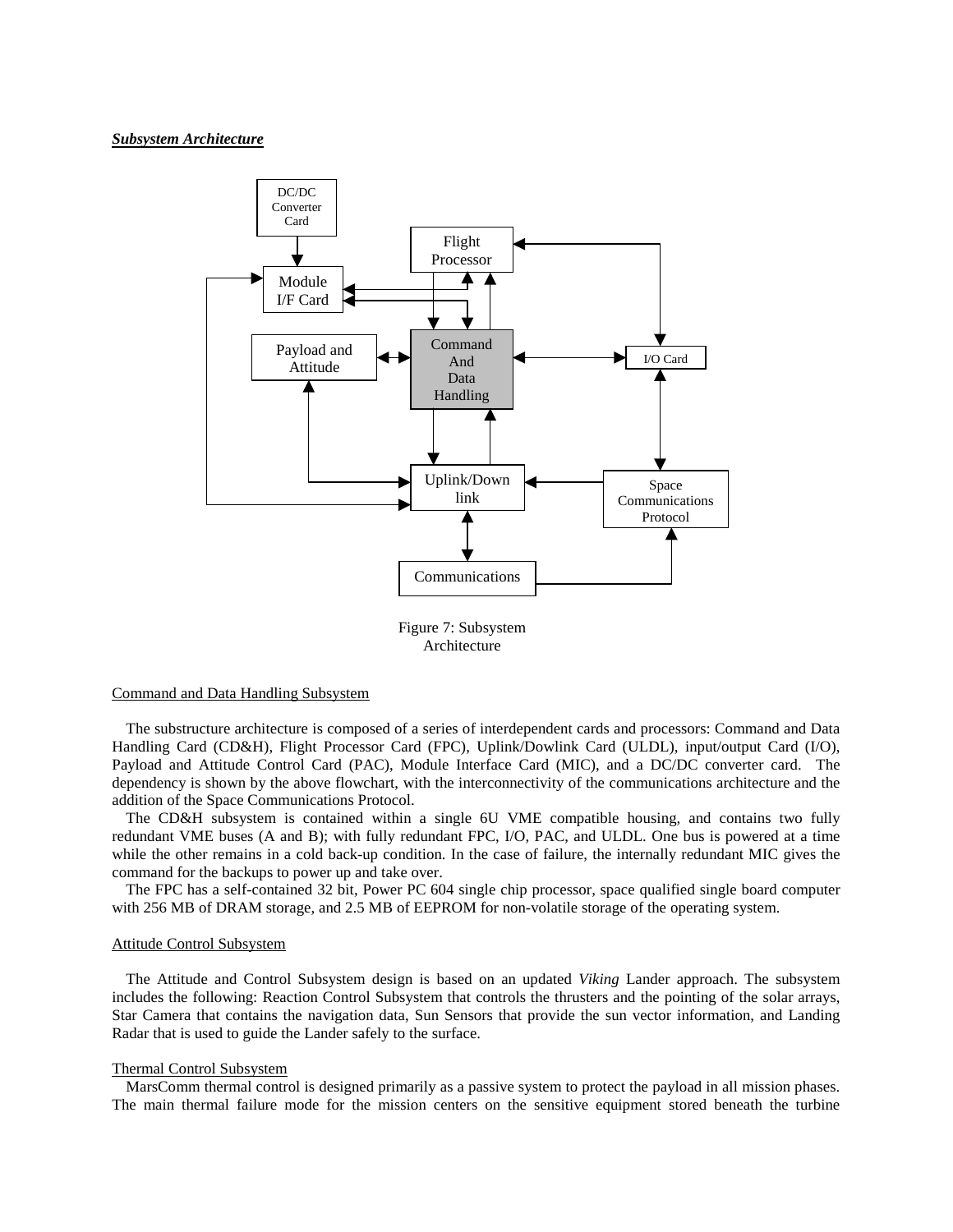***Subsystem Architecture***

Figure 7: Subsystem Architecture

Command and Data Handling Subsystem

The substructure architecture is composed of a series of interdependent cards and processors: Command and Data Handling Card (CD&H), Flight Processor Card (FPC), Uplink/Dowlink Card (ULDL), input/output Card (I/O), Payload and Attitude Control Card (PAC), Module Interface Card (MIC), and a DC/DC converter card. The dependency is shown by the above flowchart, with the interconnectivity of the communications architecture and the addition of the Space Communications Protocol.

The CD&H subsystem is contained within a single 6U VME compatible housing, and contains two fully redundant VME buses (A and B); with fully redundant FPC, I/O, PAC, and ULDL. One bus is powered at a time while the other remains in a cold back-up condition. In the case of failure, the internally redundant MIC gives the command for the backups to power up and take over.

The FPC has a self-contained 32 bit, Power PC 604 single chip processor, space qualified single board computer with 256 MB of DRAM storage, and 2.5 MB of EEPROM for non-volatile storage of the operating system.

Attitude Control Subsystem

The Attitude and Control Subsystem design is based on an updated *Viking* Lander approach. The subsystem includes the following: Reaction Control Subsystem that controls the thrusters and the pointing of the solar arrays, Star Camera that contains the navigation data, Sun Sensors that provide the sun vector information, and Landing Radar that is used to guide the Lander safely to the surface.

Thermal Control Subsystem

MarsComm thermal control is designed primarily as a passive system to protect the payload in all mission phases. The main thermal failure mode for the mission centers on the sensitive equipment stored beneath the turbine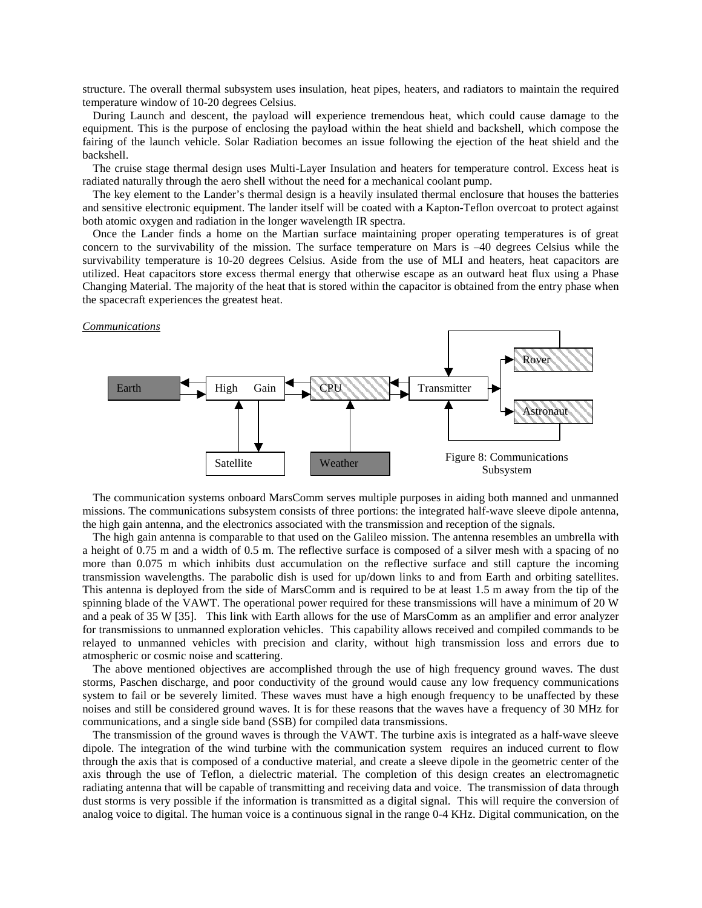structure. The overall thermal subsystem uses insulation, heat pipes, heaters, and radiators to maintain the required temperature window of 10-20 degrees Celsius.

During Launch and descent, the payload will experience tremendous heat, which could cause damage to the equipment. This is the purpose of enclosing the payload within the heat shield and backshell, which compose the fairing of the launch vehicle. Solar Radiation becomes an issue following the ejection of the heat shield and the backshell.

The cruise stage thermal design uses Multi-Layer Insulation and heaters for temperature control. Excess heat is radiated naturally through the aero shell without the need for a mechanical coolant pump.

The key element to the Lander's thermal design is a heavily insulated thermal enclosure that houses the batteries and sensitive electronic equipment. The lander itself will be coated with a Kapton-Teflon overcoat to protect against both atomic oxygen and radiation in the longer wavelength IR spectra.

Once the Lander finds a home on the Martian surface maintaining proper operating temperatures is of great concern to the survivability of the mission. The surface temperature on Mars is –40 degrees Celsius while the survivability temperature is 10-20 degrees Celsius. Aside from the use of MLI and heaters, heat capacitors are utilized. Heat capacitors store excess thermal energy that otherwise escape as an outward heat flux using a Phase Changing Material. The majority of the heat that is stored within the capacitor is obtained from the entry phase when the spacecraft experiences the greatest heat.

*Communications*

Earth | High Gain | CPU | Transmitter | Rover | Astronaut | Satellite | Weather

Figure 8: Communications Subsystem

The communication systems onboard MarsComm serves multiple purposes in aiding both manned and unmanned missions. The communications subsystem consists of three portions: the integrated half-wave sleeve dipole antenna, the high gain antenna, and the electronics associated with the transmission and reception of the signals.

The high gain antenna is comparable to that used on the Galileo mission. The antenna resembles an umbrella with a height of 0.75 m and a width of 0.5 m. The reflective surface is composed of a silver mesh with a spacing of no more than 0.075 m which inhibits dust accumulation on the reflective surface and still capture the incoming transmission wavelengths. The parabolic dish is used for up/down links to and from Earth and orbiting satellites. This antenna is deployed from the side of MarsComm and is required to be at least 1.5 m away from the tip of the spinning blade of the VAWT. The operational power required for these transmissions will have a minimum of 20 W and a peak of 35 W [35]. This link with Earth allows for the use of MarsComm as an amplifier and error analyzer for transmissions to unmanned exploration vehicles. This capability allows received and compiled commands to be relayed to unmanned vehicles with precision and clarity, without high transmission loss and errors due to atmospheric or cosmic noise and scattering.

The above mentioned objectives are accomplished through the use of high frequency ground waves. The dust storms, Paschen discharge, and poor conductivity of the ground would cause any low frequency communications system to fail or be severely limited. These waves must have a high enough frequency to be unaffected by these noises and still be considered ground waves. It is for these reasons that the waves have a frequency of 30 MHz for communications, and a single side band (SSB) for compiled data transmissions.

The transmission of the ground waves is through the VAWT. The turbine axis is integrated as a half-wave sleeve dipole. The integration of the wind turbine with the communication system requires an induced current to flow through the axis that is composed of a conductive material, and create a sleeve dipole in the geometric center of the axis through the use of Teflon, a dielectric material. The completion of this design creates an electromagnetic radiating antenna that will be capable of transmitting and receiving data and voice. The transmission of data through dust storms is very possible if the information is transmitted as a digital signal. This will require the conversion of analog voice to digital. The human voice is a continuous signal in the range 0-4 KHz. Digital communication, on the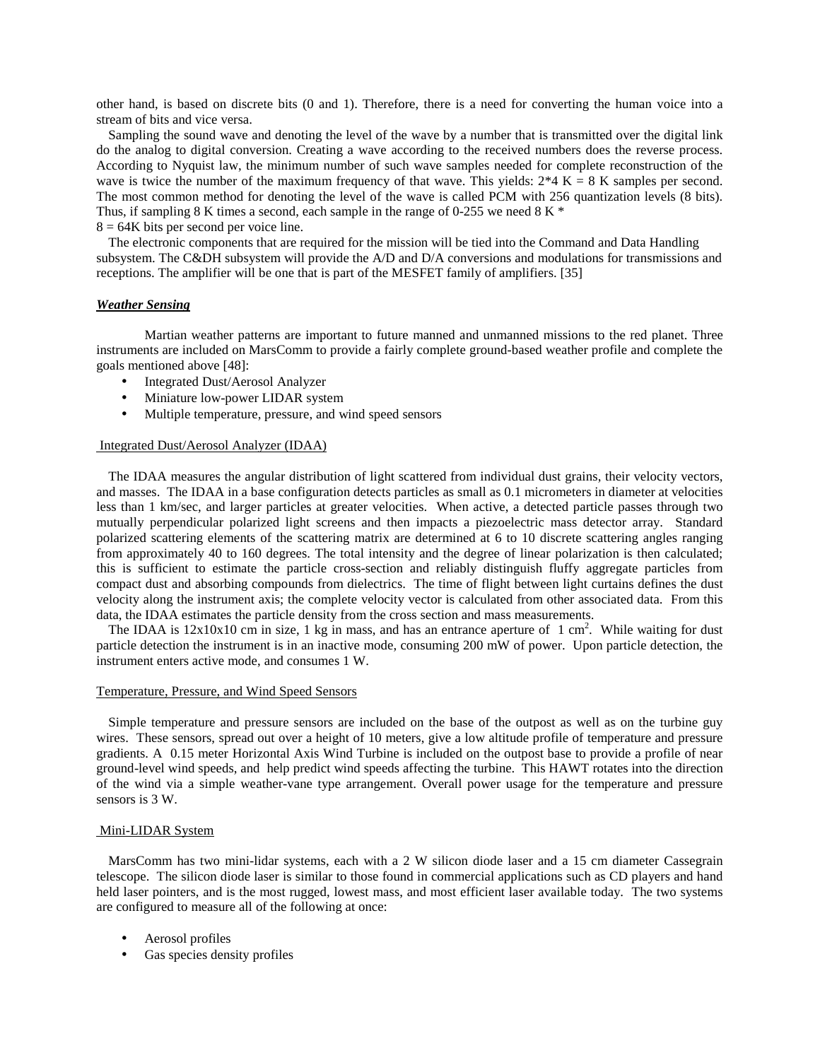other hand, is based on discrete bits (0 and 1). Therefore, there is a need for converting the human voice into a stream of bits and vice versa.

Sampling the sound wave and denoting the level of the wave by a number that is transmitted over the digital link do the analog to digital conversion. Creating a wave according to the received numbers does the reverse process. According to Nyquist law, the minimum number of such wave samples needed for complete reconstruction of the wave is twice the number of the maximum frequency of that wave. This yields: $2*4$ K = 8 K samples per second. The most common method for denoting the level of the wave is called PCM with 256 quantization levels (8 bits). Thus, if sampling 8 K times a second, each sample in the range of 0-255 we need 8 K * 8 = 64K bits per second per voice line.

The electronic components that are required for the mission will be tied into the Command and Data Handling subsystem. The C&DH subsystem will provide the A/D and D/A conversions and modulations for transmissions and receptions. The amplifier will be one that is part of the MESFET family of amplifiers. [35]

### ***Weather Sensing***

Martian weather patterns are important to future manned and unmanned missions to the red planet. Three instruments are included on MarsComm to provide a fairly complete ground-based weather profile and complete the goals mentioned above [48]:

- Integrated Dust/Aerosol Analyzer
- Miniature low-power LIDAR system
- Multiple temperature, pressure, and wind speed sensors

#### Integrated Dust/Aerosol Analyzer (IDAA)

The IDAA measures the angular distribution of light scattered from individual dust grains, their velocity vectors, and masses. The IDAA in a base configuration detects particles as small as 0.1 micrometers in diameter at velocities less than 1 km/sec, and larger particles at greater velocities. When active, a detected particle passes through two mutually perpendicular polarized light screens and then impacts a piezoelectric mass detector array. Standard polarized scattering elements of the scattering matrix are determined at 6 to 10 discrete scattering angles ranging from approximately 40 to 160 degrees. The total intensity and the degree of linear polarization is then calculated; this is sufficient to estimate the particle cross-section and reliably distinguish fluffy aggregate particles from compact dust and absorbing compounds from dielectrics. The time of flight between light curtains defines the dust velocity along the instrument axis; the complete velocity vector is calculated from other associated data. From this data, the IDAA estimates the particle density from the cross section and mass measurements.

The IDAA is 12x10x10 cm in size, 1 kg in mass, and has an entrance aperture of 1 $cm^2$. While waiting for dust particle detection the instrument is in an inactive mode, consuming 200 mW of power. Upon particle detection, the instrument enters active mode, and consumes 1 W.

#### Temperature, Pressure, and Wind Speed Sensors

Simple temperature and pressure sensors are included on the base of the outpost as well as on the turbine guy wires. These sensors, spread out over a height of 10 meters, give a low altitude profile of temperature and pressure gradients. A 0.15 meter Horizontal Axis Wind Turbine is included on the outpost base to provide a profile of near ground-level wind speeds, and help predict wind speeds affecting the turbine. This HAWT rotates into the direction of the wind via a simple weather-vane type arrangement. Overall power usage for the temperature and pressure sensors is 3 W.

#### Mini-LIDAR System

MarsComm has two mini-lidar systems, each with a 2 W silicon diode laser and a 15 cm diameter Cassegrain telescope. The silicon diode laser is similar to those found in commercial applications such as CD players and hand held laser pointers, and is the most rugged, lowest mass, and most efficient laser available today. The two systems are configured to measure all of the following at once:

- Aerosol profiles
- Gas species density profiles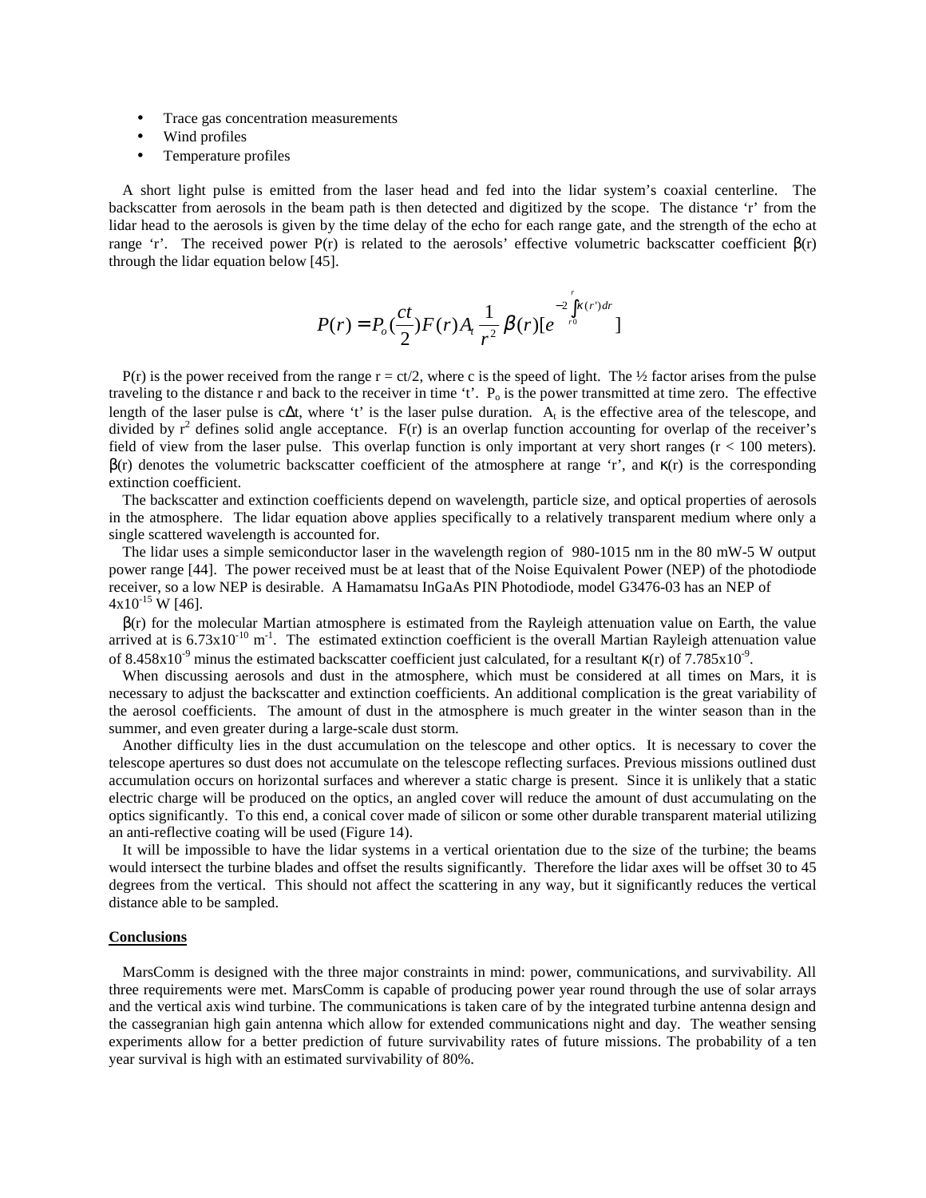- Trace gas concentration measurements
- Wind profiles
- Temperature profiles

A short light pulse is emitted from the laser head and fed into the lidar system's coaxial centerline. The backscatter from aerosols in the beam path is then detected and digitized by the scope. The distance 'r' from the lidar head to the aerosols is given by the time delay of the echo for each range gate, and the strength of the echo at range 'r'. The received power P(r) is related to the aerosols' effective volumetric backscatter coefficient β(r) through the lidar equation below [45].

$$P(r) = P_o(\frac{ct}{2})F(r)A_t\frac{1}{r^2}\beta(r)[e^{-2\int_{r0}^{r}\kappa(r')dr}]$$

P(r) is the power received from the range r = ct/2, where c is the speed of light. The ½ factor arises from the pulse traveling to the distance r and back to the receiver in time 't'. $P_o$ is the power transmitted at time zero. The effective length of the laser pulse is c$\Delta$t, where 't' is the laser pulse duration. $A_t$ is the effective area of the telescope, and divided by $r^2$ defines solid angle acceptance. F(r) is an overlap function accounting for overlap of the receiver's field of view from the laser pulse. This overlap function is only important at very short ranges (r < 100 meters). β(r) denotes the volumetric backscatter coefficient of the atmosphere at range 'r', and κ(r) is the corresponding extinction coefficient.

The backscatter and extinction coefficients depend on wavelength, particle size, and optical properties of aerosols in the atmosphere. The lidar equation above applies specifically to a relatively transparent medium where only a single scattered wavelength is accounted for.

The lidar uses a simple semiconductor laser in the wavelength region of 980-1015 nm in the 80 mW-5 W output power range [44]. The power received must be at least that of the Noise Equivalent Power (NEP) of the photodiode receiver, so a low NEP is desirable. A Hamamatsu InGaAs PIN Photodiode, model G3476-03 has an NEP of $4\text{x}10^{-15}$ W [46].

β(r) for the molecular Martian atmosphere is estimated from the Rayleigh attenuation value on Earth, the value arrived at is $6.73\text{x}10^{-10}$ $\text{m}^{-1}$. The estimated extinction coefficient is the overall Martian Rayleigh attenuation value of $8.458\text{x}10^{-9}$ minus the estimated backscatter coefficient just calculated, for a resultant κ(r) of $7.785\text{x}10^{-9}$.

When discussing aerosols and dust in the atmosphere, which must be considered at all times on Mars, it is necessary to adjust the backscatter and extinction coefficients. An additional complication is the great variability of the aerosol coefficients. The amount of dust in the atmosphere is much greater in the winter season than in the summer, and even greater during a large-scale dust storm.

Another difficulty lies in the dust accumulation on the telescope and other optics. It is necessary to cover the telescope apertures so dust does not accumulate on the telescope reflecting surfaces. Previous missions outlined dust accumulation occurs on horizontal surfaces and wherever a static charge is present. Since it is unlikely that a static electric charge will be produced on the optics, an angled cover will reduce the amount of dust accumulating on the optics significantly. To this end, a conical cover made of silicon or some other durable transparent material utilizing an anti-reflective coating will be used (Figure 14).

It will be impossible to have the lidar systems in a vertical orientation due to the size of the turbine; the beams would intersect the turbine blades and offset the results significantly. Therefore the lidar axes will be offset 30 to 45 degrees from the vertical. This should not affect the scattering in any way, but it significantly reduces the vertical distance able to be sampled.

## Conclusions

MarsComm is designed with the three major constraints in mind: power, communications, and survivability. All three requirements were met. MarsComm is capable of producing power year round through the use of solar arrays and the vertical axis wind turbine. The communications is taken care of by the integrated turbine antenna design and the cassegranian high gain antenna which allow for extended communications night and day. The weather sensing experiments allow for a better prediction of future survivability rates of future missions. The probability of a ten year survival is high with an estimated survivability of 80%.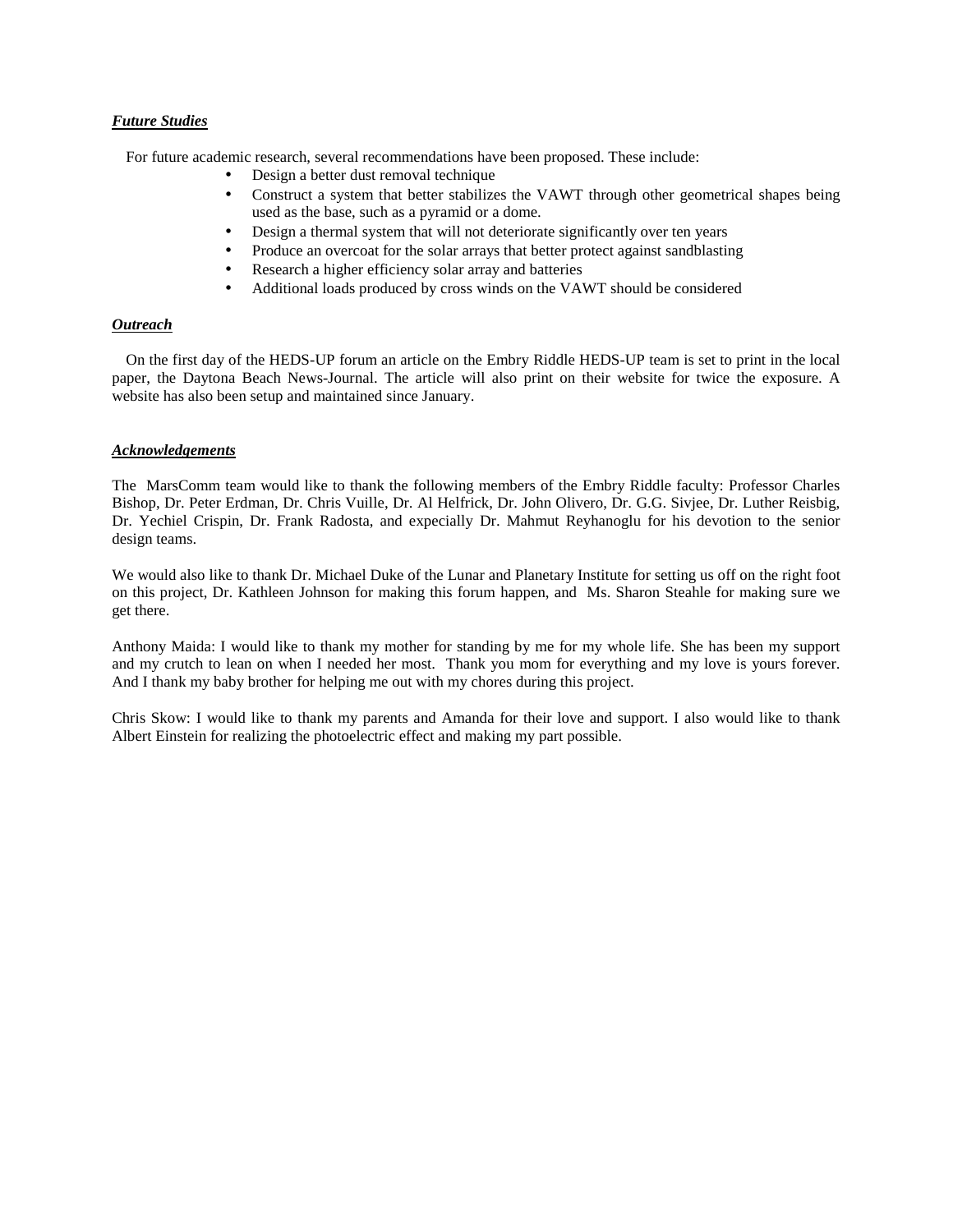***Future Studies***

For future academic research, several recommendations have been proposed. These include:

- Design a better dust removal technique
- Construct a system that better stabilizes the VAWT through other geometrical shapes being used as the base, such as a pyramid or a dome.
- Design a thermal system that will not deteriorate significantly over ten years
- Produce an overcoat for the solar arrays that better protect against sandblasting
- Research a higher efficiency solar array and batteries
- Additional loads produced by cross winds on the VAWT should be considered

***Outreach***

On the first day of the HEDS-UP forum an article on the Embry Riddle HEDS-UP team is set to print in the local paper, the Daytona Beach News-Journal. The article will also print on their website for twice the exposure. A website has also been setup and maintained since January.

***Acknowledgements***

The MarsComm team would like to thank the following members of the Embry Riddle faculty: Professor Charles Bishop, Dr. Peter Erdman, Dr. Chris Vuille, Dr. Al Helfrick, Dr. John Olivero, Dr. G.G. Sivjee, Dr. Luther Reisbig, Dr. Yechiel Crispin, Dr. Frank Radosta, and expecially Dr. Mahmut Reyhanoglu for his devotion to the senior design teams.

We would also like to thank Dr. Michael Duke of the Lunar and Planetary Institute for setting us off on the right foot on this project, Dr. Kathleen Johnson for making this forum happen, and Ms. Sharon Steahle for making sure we get there.

Anthony Maida: I would like to thank my mother for standing by me for my whole life. She has been my support and my crutch to lean on when I needed her most. Thank you mom for everything and my love is yours forever. And I thank my baby brother for helping me out with my chores during this project.

Chris Skow: I would like to thank my parents and Amanda for their love and support. I also would like to thank Albert Einstein for realizing the photoelectric effect and making my part possible.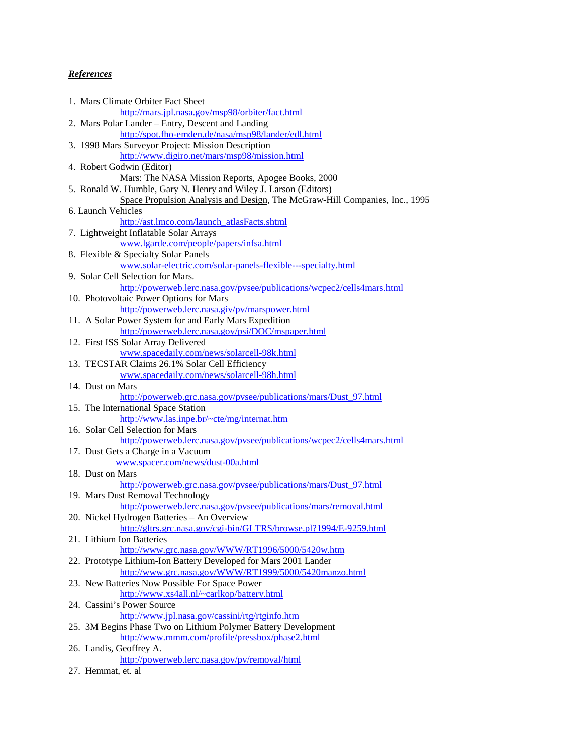***References***

1. Mars Climate Orbiter Fact Sheet
   http://mars.jpl.nasa.gov/msp98/orbiter/fact.html
2. Mars Polar Lander – Entry, Descent and Landing
   http://spot.fho-emden.de/nasa/msp98/lander/edl.html
3. 1998 Mars Surveyor Project: Mission Description
   http://www.digiro.net/mars/msp98/mission.html
4. Robert Godwin (Editor)
   Mars: The NASA Mission Reports, Apogee Books, 2000
5. Ronald W. Humble, Gary N. Henry and Wiley J. Larson (Editors)
   Space Propulsion Analysis and Design, The McGraw-Hill Companies, Inc., 1995
6. Launch Vehicles
   http://ast.lmco.com/launch_atlasFacts.shtml
7. Lightweight Inflatable Solar Arrays
   www.lgarde.com/people/papers/infsa.html
8. Flexible & Specialty Solar Panels
   www.solar-electric.com/solar-panels-flexible---specialty.html
9. Solar Cell Selection for Mars.
   http://powerweb.lerc.nasa.gov/pvsee/publications/wcpec2/cells4mars.html
10. Photovoltaic Power Options for Mars
    http://powerweb.lerc.nasa.giv/pv/marspower.html
11. A Solar Power System for and Early Mars Expedition
    http://powerweb.lerc.nasa.gov/psi/DOC/mspaper.html
12. First ISS Solar Array Delivered
    www.spacedaily.com/news/solarcell-98k.html
13. TECSTAR Claims 26.1% Solar Cell Efficiency
    www.spacedaily.com/news/solarcell-98h.html
14. Dust on Mars
    http://powerweb.grc.nasa.gov/pvsee/publications/mars/Dust_97.html
15. The International Space Station
    http://www.las.inpe.br/~cte/mg/internat.htm
16. Solar Cell Selection for Mars
    http://powerweb.lerc.nasa.gov/pvsee/publications/wcpec2/cells4mars.html
17. Dust Gets a Charge in a Vacuum
    www.spacer.com/news/dust-00a.html
18. Dust on Mars
    http://powerweb.grc.nasa.gov/pvsee/publications/mars/Dust_97.html
19. Mars Dust Removal Technology
    http://powerweb.lerc.nasa.gov/pvsee/publications/mars/removal.html
20. Nickel Hydrogen Batteries – An Overview
    http://gltrs.grc.nasa.gov/cgi-bin/GLTRS/browse.pl?1994/E-9259.html
21. Lithium Ion Batteries
    http://www.grc.nasa.gov/WWW/RT1996/5000/5420w.htm
22. Prototype Lithium-Ion Battery Developed for Mars 2001 Lander
    http://www.grc.nasa.gov/WWW/RT1999/5000/5420manzo.html
23. New Batteries Now Possible For Space Power
    http://www.xs4all.nl/~carlkop/battery.html
24. Cassini's Power Source
    http://www.jpl.nasa.gov/cassini/rtg/rtginfo.htm
25. 3M Begins Phase Two on Lithium Polymer Battery Development
    http://www.mmm.com/profile/pressbox/phase2.html
26. Landis, Geoffrey A.
    http://powerweb.lerc.nasa.gov/pv/removal/html
27. Hemmat, et. al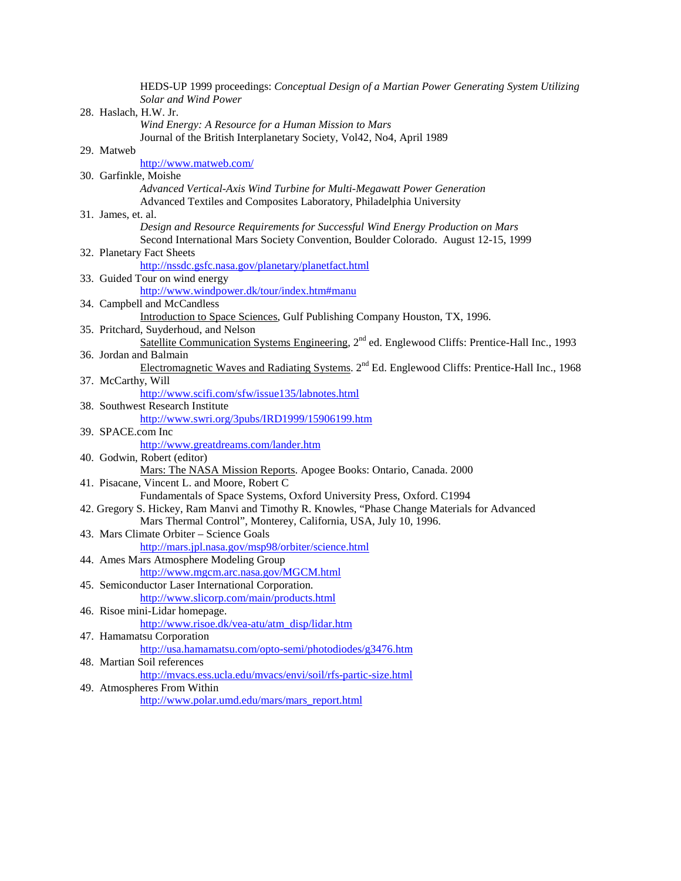HEDS-UP 1999 proceedings: *Conceptual Design of a Martian Power Generating System Utilizing Solar and Wind Power*

28. Haslach, H.W. Jr.
    *Wind Energy: A Resource for a Human Mission to Mars*
    Journal of the British Interplanetary Society, Vol42, No4, April 1989
29. Matweb
    http://www.matweb.com/
30. Garfinkle, Moishe
    *Advanced Vertical-Axis Wind Turbine for Multi-Megawatt Power Generation*
    Advanced Textiles and Composites Laboratory, Philadelphia University
31. James, et. al.
    *Design and Resource Requirements for Successful Wind Energy Production on Mars*
    Second International Mars Society Convention, Boulder Colorado. August 12-15, 1999
32. Planetary Fact Sheets
    http://nssdc.gsfc.nasa.gov/planetary/planetfact.html
33. Guided Tour on wind energy
    http://www.windpower.dk/tour/index.htm#manu
34. Campbell and McCandless
    Introduction to Space Sciences, Gulf Publishing Company Houston, TX, 1996.
35. Pritchard, Suyderhoud, and Nelson
    Satellite Communication Systems Engineering, 2nd ed. Englewood Cliffs: Prentice-Hall Inc., 1993
36. Jordan and Balmain
    Electromagnetic Waves and Radiating Systems. 2nd Ed. Englewood Cliffs: Prentice-Hall Inc., 1968
37. McCarthy, Will
    http://www.scifi.com/sfw/issue135/labnotes.html
38. Southwest Research Institute
    http://www.swri.org/3pubs/IRD1999/15906199.htm
39. SPACE.com Inc
    http://www.greatdreams.com/lander.htm
40. Godwin, Robert (editor)
    Mars: The NASA Mission Reports. Apogee Books: Ontario, Canada. 2000
41. Pisacane, Vincent L. and Moore, Robert C
    Fundamentals of Space Systems, Oxford University Press, Oxford. C1994
42. Gregory S. Hickey, Ram Manvi and Timothy R. Knowles, "Phase Change Materials for Advanced Mars Thermal Control", Monterey, California, USA, July 10, 1996.
43. Mars Climate Orbiter – Science Goals
    http://mars.jpl.nasa.gov/msp98/orbiter/science.html
44. Ames Mars Atmosphere Modeling Group
    http://www.mgcm.arc.nasa.gov/MGCM.html
45. Semiconductor Laser International Corporation.
    http://www.slicorp.com/main/products.html
46. Risoe mini-Lidar homepage.
    http://www.risoe.dk/vea-atu/atm_disp/lidar.htm
47. Hamamatsu Corporation
    http://usa.hamamatsu.com/opto-semi/photodiodes/g3476.htm
48. Martian Soil references
    http://mvacs.ess.ucla.edu/mvacs/envi/soil/rfs-partic-size.html
49. Atmospheres From Within
    http://www.polar.umd.edu/mars/mars_report.html